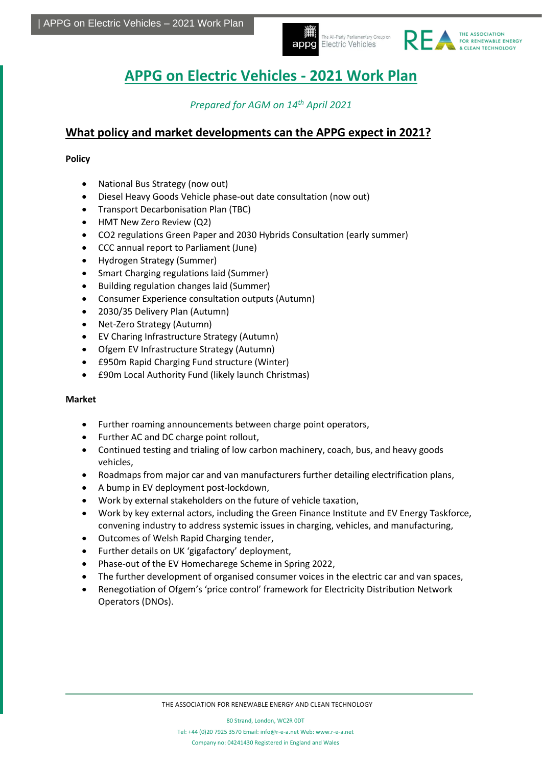# APPG on Electric Vehicles - 2021 Work Plan

*Prepared for AGM on 14th April 2021*

## What policy and market developments can the APPG expect in 2021?

**Policy**

- National Bus Strategy (now out)
- Diesel Heavy Goods Vehicle phase-out date consultation (now out)
- Transport Decarbonisation Plan (TBC)
- HMT New Zero Review (Q2)
- CO2 regulations Green Paper and 2030 Hybrids Consultation (early summer)
- CCC annual report to Parliament (June)
- Hydrogen Strategy (Summer)
- Smart Charging regulations laid (Summer)
- Building regulation changes laid (Summer)
- Consumer Experience consultation outputs (Autumn)
- 2030/35 Delivery Plan (Autumn)
- Net-Zero Strategy (Autumn)
- EV Charging Infrastructure Strategy (Autumn)
- Ofgem EV Infrastructure Strategy (Autumn)
- £950m Rapid Charging Fund structure (Winter)
- £90m Local Authority Fund (likely launch Christmas)

**Market**

- Further roaming announcements between charge point operators,
- Further AC and DC charge point rollout,
- Continued testing and trialing of low carbon machinery, coach, bus, and heavy goods vehicles,
- Roadmaps from major car and van manufacturers further detailing electrification plans,
- A bump in EV deployment post-lockdown,
- Work by external stakeholders on the future of vehicle taxation,
- Work by key external actors, including the Green Finance Institute and EV Energy Taskforce, convening industry to address systemic issues in charging, vehicles, and manufacturing,
- Outcomes of Welsh Rapid Charging tender,
- Further details on UK 'gigafactory' deployment,
- Phase-out of the EV Homecharege Scheme in Spring 2022,
- The further development of organised consumer voices in the electric car and van spaces,
- Renegotiation of Ofgem's 'price control' framework for Electricity Distribution Network Operators (DNOs).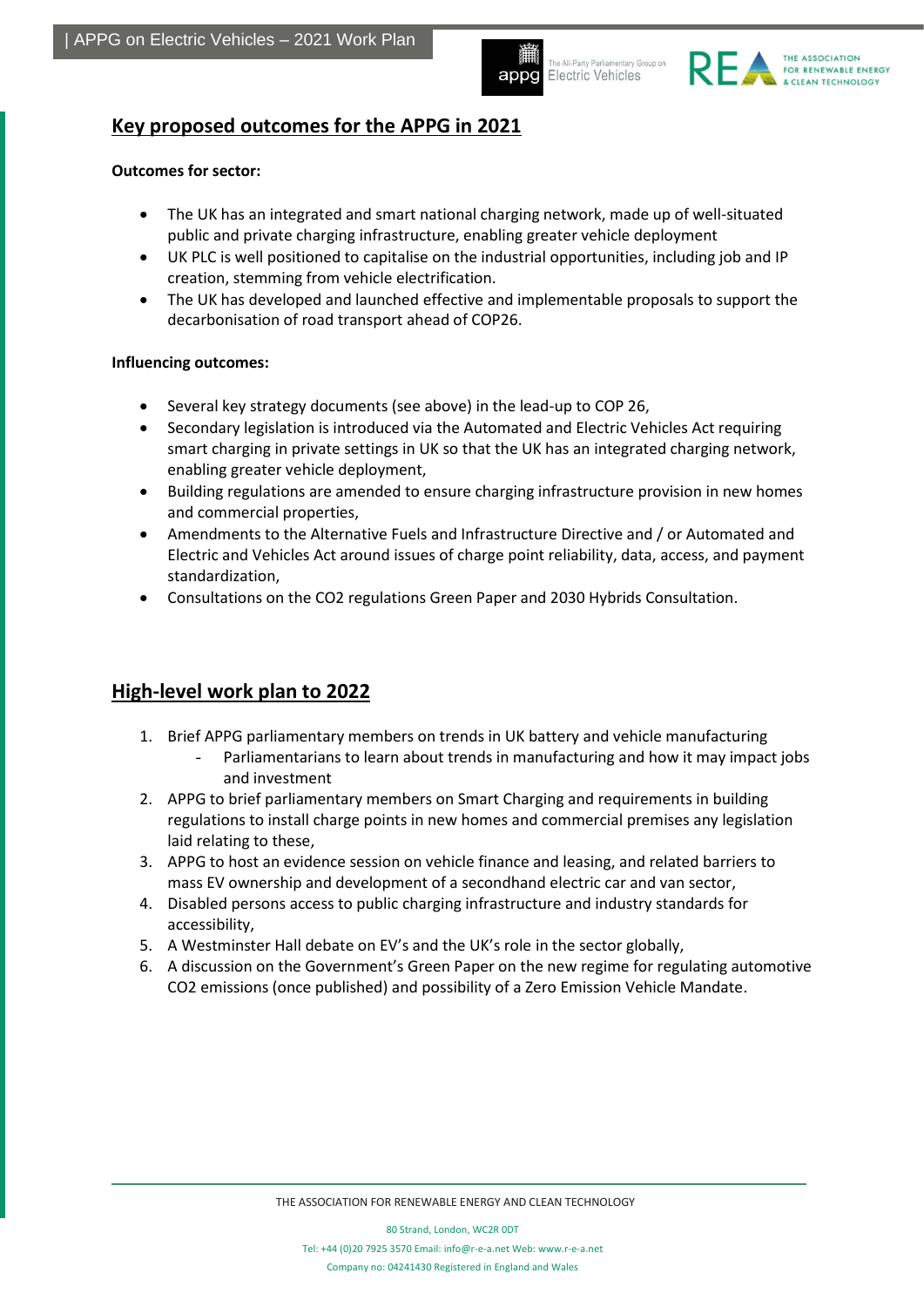## Key proposed outcomes for the APPG in 2021

**Outcomes for sector:**

- The UK has an integrated and smart national charging network, made up of well-situated public and private charging infrastructure, enabling greater vehicle deployment
- UK PLC is well positioned to capitalise on the industrial opportunities, including job and IP creation, stemming from vehicle electrification.
- The UK has developed and launched effective and implementable proposals to support the decarbonisation of road transport ahead of COP26.

**Influencing outcomes:**

- Several key strategy documents (see above) in the lead-up to COP 26,
- Secondary legislation is introduced via the Automated and Electric Vehicles Act requiring smart charging in private settings in UK so that the UK has an integrated charging network, enabling greater vehicle deployment,
- Building regulations are amended to ensure charging infrastructure provision in new homes and commercial properties,
- Amendments to the Alternative Fuels and Infrastructure Directive and / or Automated and Electric and Vehicles Act around issues of charge point reliability, data, access, and payment standardization,
- Consultations on the CO2 regulations Green Paper and 2030 Hybrids Consultation.

## High-level work plan to 2022

1. Brief APPG parliamentary members on trends in UK battery and vehicle manufacturing
   - Parliamentarians to learn about trends in manufacturing and how it may impact jobs and investment
2. APPG to brief parliamentary members on Smart Charging and requirements in building regulations to install charge points in new homes and commercial premises any legislation laid relating to these,
3. APPG to host an evidence session on vehicle finance and leasing, and related barriers to mass EV ownership and development of a secondhand electric car and van sector,
4. Disabled persons access to public charging infrastructure and industry standards for accessibility,
5. A Westminster Hall debate on EV's and the UK's role in the sector globally,
6. A discussion on the Government's Green Paper on the new regime for regulating automotive CO2 emissions (once published) and possibility of a Zero Emission Vehicle Mandate.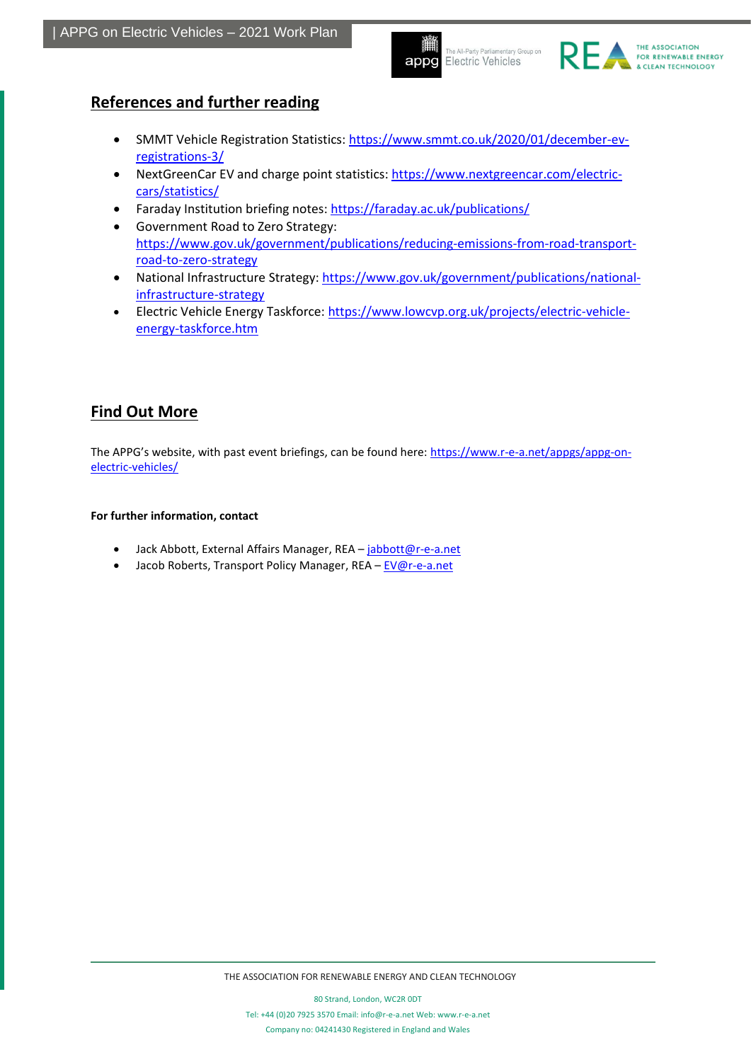## References and further reading

- SMMT Vehicle Registration Statistics: https://www.smmt.co.uk/2020/01/december-ev-registrations-3/
- NextGreenCar EV and charge point statistics: https://www.nextgreencar.com/electric-cars/statistics/
- Faraday Institution briefing notes: https://faraday.ac.uk/publications/
- Government Road to Zero Strategy: https://www.gov.uk/government/publications/reducing-emissions-from-road-transport-road-to-zero-strategy
- National Infrastructure Strategy: https://www.gov.uk/government/publications/national-infrastructure-strategy
- Electric Vehicle Energy Taskforce: https://www.lowcvp.org.uk/projects/electric-vehicle-energy-taskforce.htm

## Find Out More

The APPG's website, with past event briefings, can be found here: https://www.r-e-a.net/appgs/appg-on-electric-vehicles/

**For further information, contact**

- Jack Abbott, External Affairs Manager, REA – jabbott@r-e-a.net
- Jacob Roberts, Transport Policy Manager, REA – EV@r-e-a.net